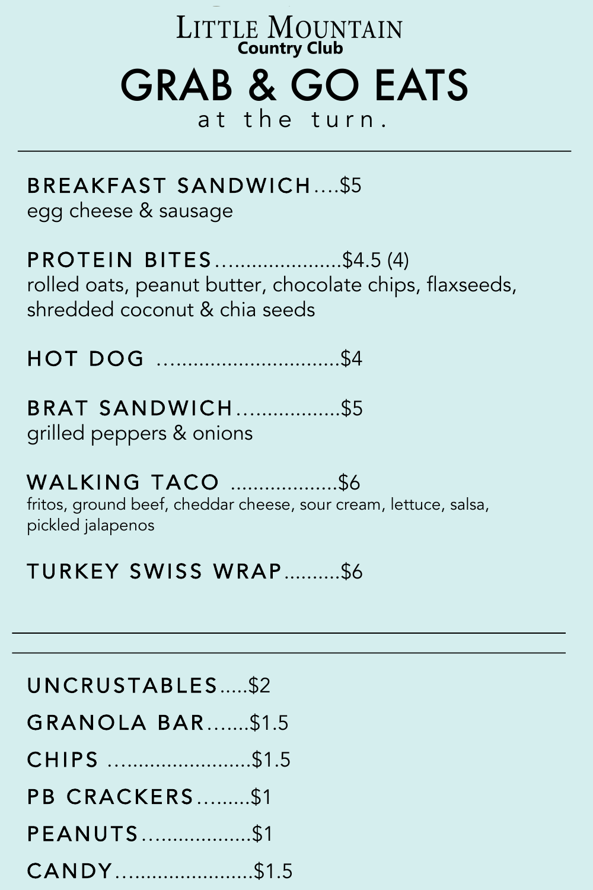# Little Mountain
**Country Club**

# GRAB & GO EATS

at the turn.

---

**BREAKFAST SANDWICH**....$5
egg cheese & sausage

**PROTEIN BITES**......................$4.5 (4)
rolled oats, peanut butter, chocolate chips, flaxseeds, shredded coconut & chia seeds

**HOT DOG** ................................$4

**BRAT SANDWICH**..................$5
grilled peppers & onions

**WALKING TACO** ...................$6
fritos, ground beef, cheddar cheese, sour cream, lettuce, salsa, pickled jalapenos

**TURKEY SWISS WRAP**..........$6

---

**UNCRUSTABLES**.....$2

**GRANOLA BAR**.......$1.5

**CHIPS** .........................$1.5

**PB CRACKERS**.........$1

**PEANUTS**..................$1

**CANDY**.......................$1.5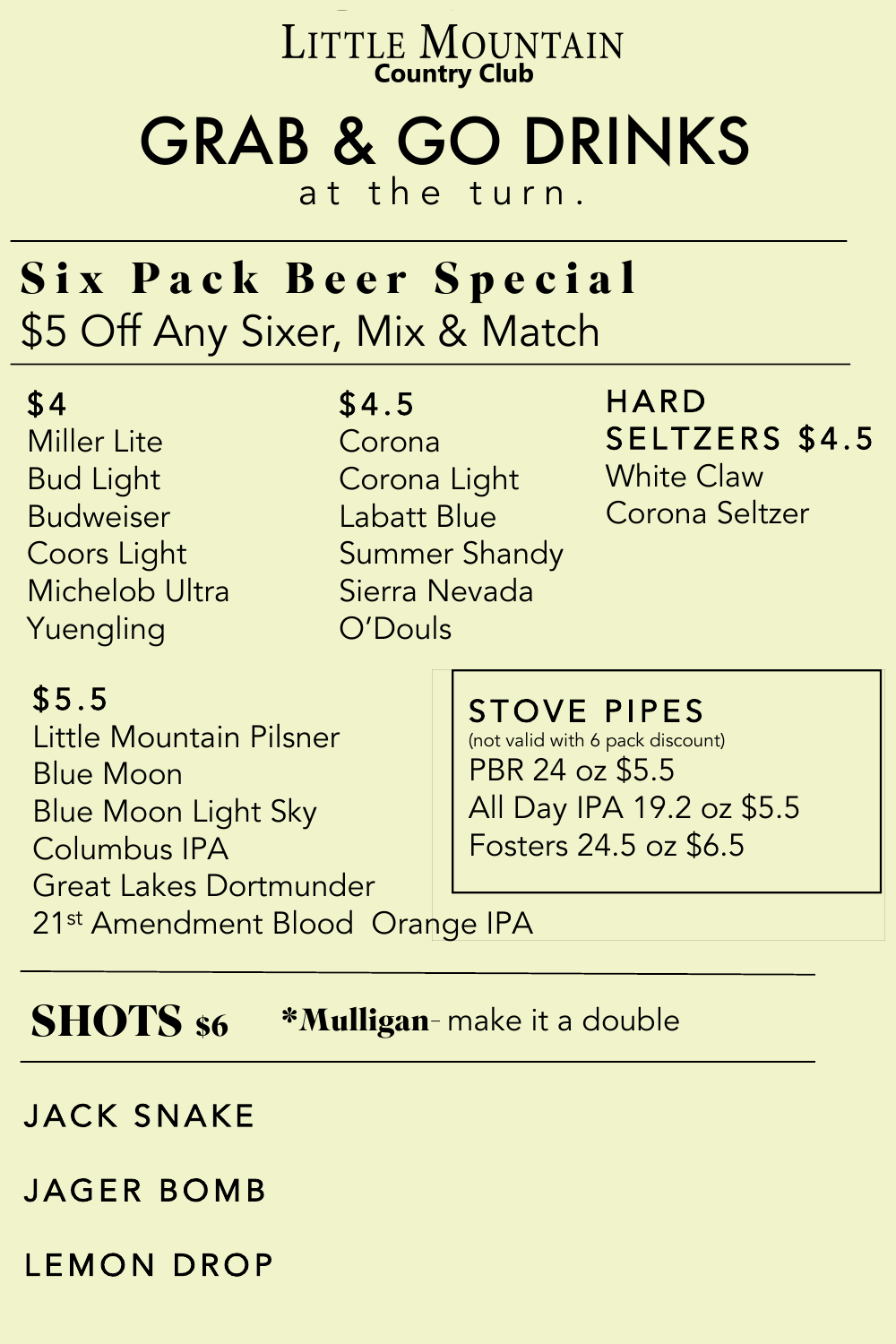# Little Mountain
**Country Club**

# GRAB & GO DRINKS
at the turn.

## Six Pack Beer Special
$5 Off Any Sixer, Mix & Match

### $4
- Miller Lite
- Bud Light
- Budweiser
- Coors Light
- Michelob Ultra
- Yuengling

### $4.5
- Corona
- Corona Light
- Labatt Blue
- Summer Shandy
- Sierra Nevada
- O'Douls

### HARD SELTZERS $4.5
- White Claw
- Corona Seltzer

### $5.5
- Little Mountain Pilsner
- Blue Moon
- Blue Moon Light Sky
- Columbus IPA
- Great Lakes Dortmunder
- 21st Amendment Blood Orange IPA

### STOVE PIPES
(not valid with 6 pack discount)
- PBR 24 oz $5.5
- All Day IPA 19.2 oz $5.5
- Fosters 24.5 oz $6.5

## SHOTS $6
***Mulligan**- make it a double

JACK SNAKE

JAGER BOMB

LEMON DROP